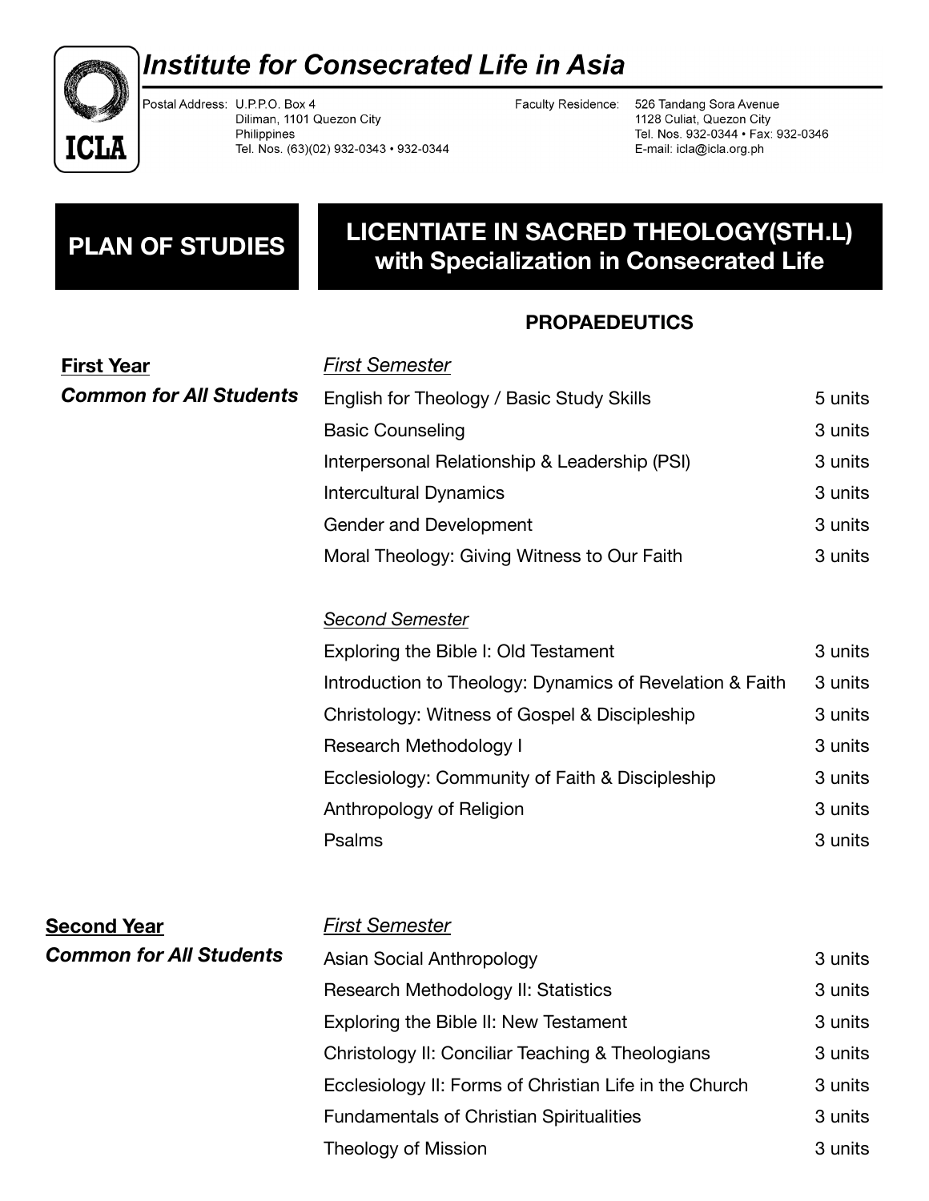# Institute for Consecrated Life in Asia

ICLA

Postal Address: U.P.P.O. Box 4
Diliman, 1101 Quezon City
Philippines
Tel. Nos. (63)(02) 932-0343 • 932-0344

Faculty Residence: 526 Tandang Sora Avenue
1128 Culiat, Quezon City
Tel. Nos. 932-0344 • Fax: 932-0346
E-mail: icla@icla.org.ph

## PLAN OF STUDIES

## LICENTIATE IN SACRED THEOLOGY(STH.L) with Specialization in Consecrated Life

### PROPAEDEUTICS

**First Year**
***Common for All Students***

*First Semester*

| Course | Units |
|---|---|
| English for Theology / Basic Study Skills | 5 units |
| Basic Counseling | 3 units |
| Interpersonal Relationship & Leadership (PSI) | 3 units |
| Intercultural Dynamics | 3 units |
| Gender and Development | 3 units |
| Moral Theology: Giving Witness to Our Faith | 3 units |

*Second Semester*

| Course | Units |
|---|---|
| Exploring the Bible I: Old Testament | 3 units |
| Introduction to Theology: Dynamics of Revelation & Faith | 3 units |
| Christology: Witness of Gospel & Discipleship | 3 units |
| Research Methodology I | 3 units |
| Ecclesiology: Community of Faith & Discipleship | 3 units |
| Anthropology of Religion | 3 units |
| Psalms | 3 units |

**Second Year**
***Common for All Students***

*First Semester*

| Course | Units |
|---|---|
| Asian Social Anthropology | 3 units |
| Research Methodology II: Statistics | 3 units |
| Exploring the Bible II: New Testament | 3 units |
| Christology II: Conciliar Teaching & Theologians | 3 units |
| Ecclesiology II: Forms of Christian Life in the Church | 3 units |
| Fundamentals of Christian Spiritualities | 3 units |
| Theology of Mission | 3 units |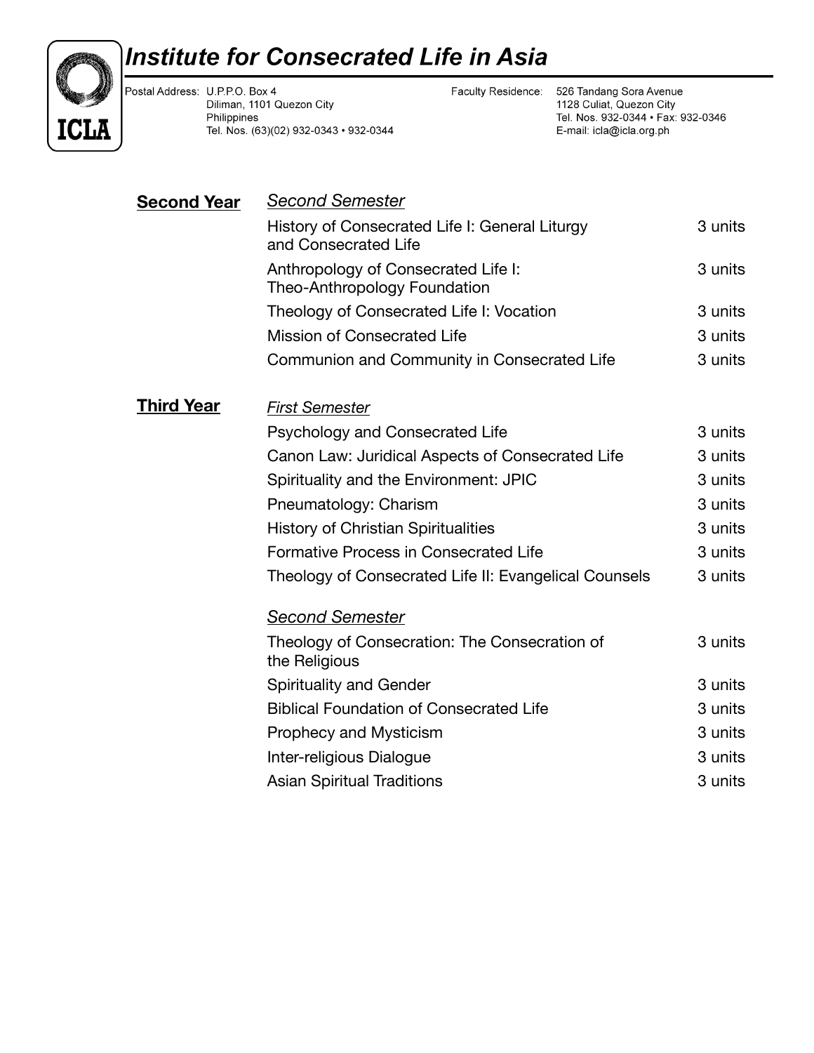# Institute for Consecrated Life in Asia

Postal Address: U.P.P.O. Box 4
Diliman, 1101 Quezon City
Philippines
Tel. Nos. (63)(02) 932-0343 • 932-0344

Faculty Residence: 526 Tandang Sora Avenue
1128 Culiat, Quezon City
Tel. Nos. 932-0344 • Fax: 932-0346
E-mail: icla@icla.org.ph

## Second Year

*Second Semester*

| | |
|---|---|
| History of Consecrated Life I: General Liturgy and Consecrated Life | 3 units |
| Anthropology of Consecrated Life I: Theo-Anthropology Foundation | 3 units |
| Theology of Consecrated Life I: Vocation | 3 units |
| Mission of Consecrated Life | 3 units |
| Communion and Community in Consecrated Life | 3 units |

## Third Year

*First Semester*

| | |
|---|---|
| Psychology and Consecrated Life | 3 units |
| Canon Law: Juridical Aspects of Consecrated Life | 3 units |
| Spirituality and the Environment: JPIC | 3 units |
| Pneumatology: Charism | 3 units |
| History of Christian Spiritualities | 3 units |
| Formative Process in Consecrated Life | 3 units |
| Theology of Consecrated Life II: Evangelical Counsels | 3 units |

*Second Semester*

| | |
|---|---|
| Theology of Consecration: The Consecration of the Religious | 3 units |
| Spirituality and Gender | 3 units |
| Biblical Foundation of Consecrated Life | 3 units |
| Prophecy and Mysticism | 3 units |
| Inter-religious Dialogue | 3 units |
| Asian Spiritual Traditions | 3 units |